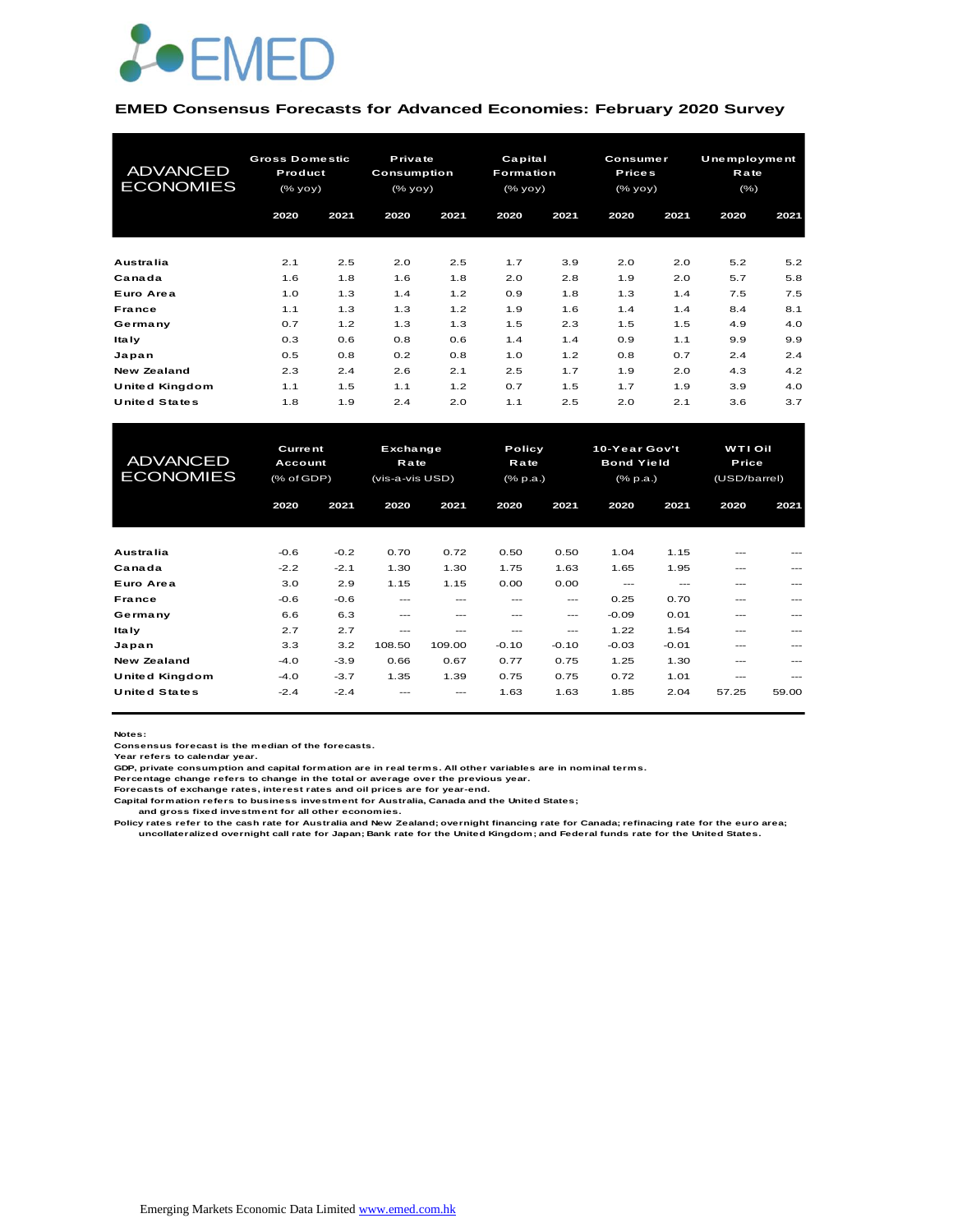EMED

**EMED Consensus Forecasts for Advanced Economies: February 2020 Survey**

| ADVANCED ECONOMIES | Gross Domestic Product (% yoy) | | Private Consumption (% yoy) | | Capital Formation (% yoy) | | Consumer Prices (% yoy) | | Unemployment Rate (%) | |
|---|---|---|---|---|---|---|---|---|---|---|
| | 2020 | 2021 | 2020 | 2021 | 2020 | 2021 | 2020 | 2021 | 2020 | 2021 |
| Australia | 2.1 | 2.5 | 2.0 | 2.5 | 1.7 | 3.9 | 2.0 | 2.0 | 5.2 | 5.2 |
| Canada | 1.6 | 1.8 | 1.6 | 1.8 | 2.0 | 2.8 | 1.9 | 2.0 | 5.7 | 5.8 |
| Euro Area | 1.0 | 1.3 | 1.4 | 1.2 | 0.9 | 1.8 | 1.3 | 1.4 | 7.5 | 7.5 |
| France | 1.1 | 1.3 | 1.3 | 1.2 | 1.9 | 1.6 | 1.4 | 1.4 | 8.4 | 8.1 |
| Germany | 0.7 | 1.2 | 1.3 | 1.3 | 1.5 | 2.3 | 1.5 | 1.5 | 4.9 | 4.0 |
| Italy | 0.3 | 0.6 | 0.8 | 0.6 | 1.4 | 1.4 | 0.9 | 1.1 | 9.9 | 9.9 |
| Japan | 0.5 | 0.8 | 0.2 | 0.8 | 1.0 | 1.2 | 0.8 | 0.7 | 2.4 | 2.4 |
| New Zealand | 2.3 | 2.4 | 2.6 | 2.1 | 2.5 | 1.7 | 1.9 | 2.0 | 4.3 | 4.2 |
| United Kingdom | 1.1 | 1.5 | 1.1 | 1.2 | 0.7 | 1.5 | 1.7 | 1.9 | 3.9 | 4.0 |
| United States | 1.8 | 1.9 | 2.4 | 2.0 | 1.1 | 2.5 | 2.0 | 2.1 | 3.6 | 3.7 |

| ADVANCED ECONOMIES | Current Account (% of GDP) | | Exchange Rate (vis-a-vis USD) | | Policy Rate (% p.a.) | | 10-Year Gov't Bond Yield (% p.a.) | | WTI Oil Price (USD/barrel) | |
|---|---|---|---|---|---|---|---|---|---|---|
| | 2020 | 2021 | 2020 | 2021 | 2020 | 2021 | 2020 | 2021 | 2020 | 2021 |
| Australia | -0.6 | -0.2 | 0.70 | 0.72 | 0.50 | 0.50 | 1.04 | 1.15 | --- | --- |
| Canada | -2.2 | -2.1 | 1.30 | 1.30 | 1.75 | 1.63 | 1.65 | 1.95 | --- | --- |
| Euro Area | 3.0 | 2.9 | 1.15 | 1.15 | 0.00 | 0.00 | --- | --- | --- | --- |
| France | -0.6 | -0.6 | --- | --- | --- | --- | 0.25 | 0.70 | --- | --- |
| Germany | 6.6 | 6.3 | --- | --- | --- | --- | -0.09 | 0.01 | --- | --- |
| Italy | 2.7 | 2.7 | --- | --- | --- | --- | 1.22 | 1.54 | --- | --- |
| Japan | 3.3 | 3.2 | 108.50 | 109.00 | -0.10 | -0.10 | -0.03 | -0.01 | --- | --- |
| New Zealand | -4.0 | -3.9 | 0.66 | 0.67 | 0.77 | 0.75 | 1.25 | 1.30 | --- | --- |
| United Kingdom | -4.0 | -3.7 | 1.35 | 1.39 | 0.75 | 0.75 | 0.72 | 1.01 | --- | --- |
| United States | -2.4 | -2.4 | --- | --- | 1.63 | 1.63 | 1.85 | 2.04 | 57.25 | 59.00 |

**Notes:**
Consensus forecast is the median of the forecasts.
Year refers to calendar year.
GDP, private consumption and capital formation are in real terms. All other variables are in nominal terms.
Percentage change refers to change in the total or average over the previous year.
Forecasts of exchange rates, interest rates and oil prices are for year-end.
Capital formation refers to business investment for Australia, Canada and the United States;
and gross fixed investment for all other economies.
Policy rates refer to the cash rate for Australia and New Zealand; overnight financing rate for Canada; refinacing rate for the euro area;
uncollateralized overnight call rate for Japan; Bank rate for the United Kingdom; and Federal funds rate for the United States.

Emerging Markets Economic Data Limited www.emed.com.hk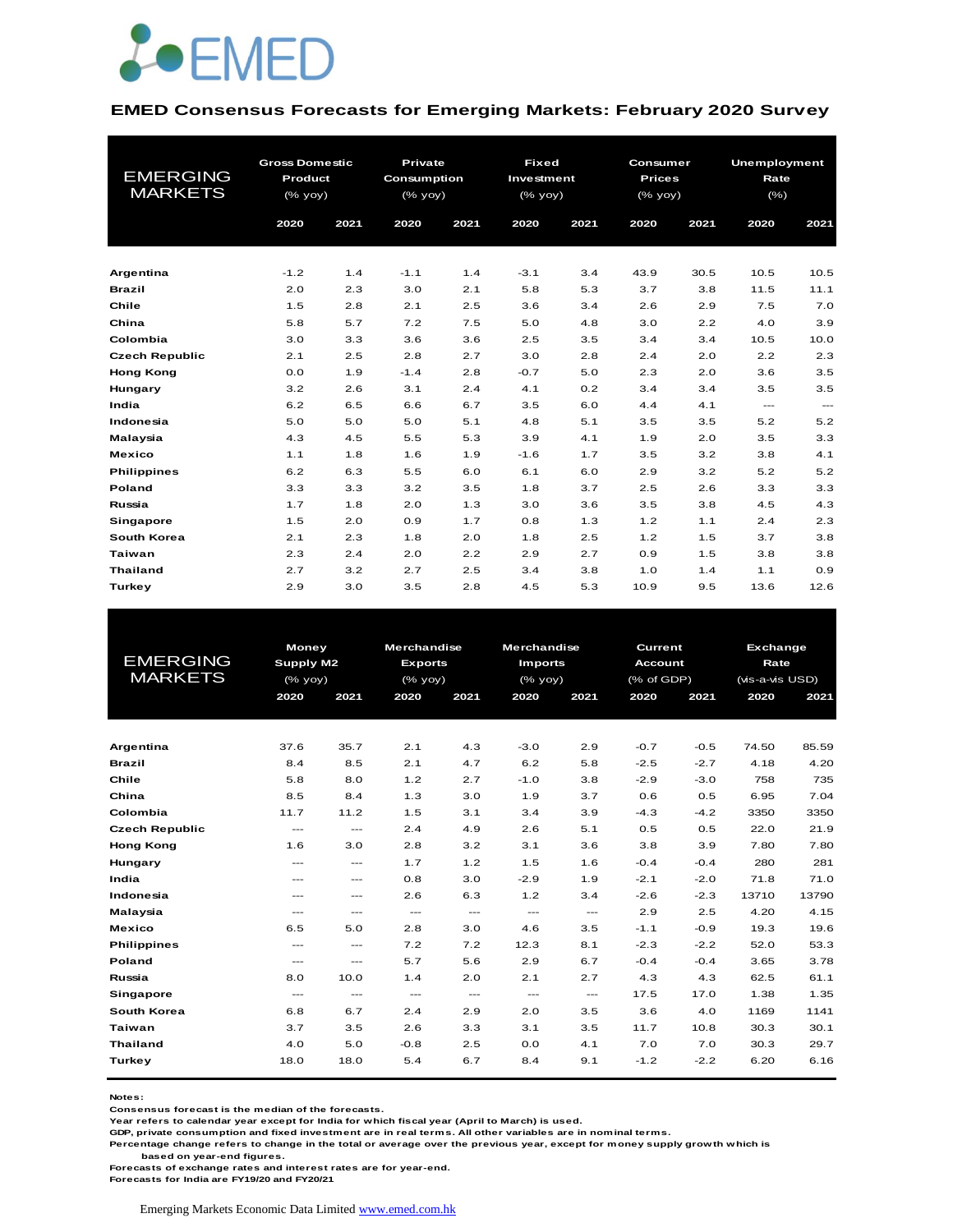# EMED Consensus Forecasts for Emerging Markets: February 2020 Survey

| EMERGING MARKETS | Gross Domestic Product (% yoy) | | Private Consumption (% yoy) | | Fixed Investment (% yoy) | | Consumer Prices (% yoy) | | Unemployment Rate (%) | |
|---|---|---|---|---|---|---|---|---|---|---|
| | 2020 | 2021 | 2020 | 2021 | 2020 | 2021 | 2020 | 2021 | 2020 | 2021 |
| **Argentina** | -1.2 | 1.4 | -1.1 | 1.4 | -3.1 | 3.4 | 43.9 | 30.5 | 10.5 | 10.5 |
| **Brazil** | 2.0 | 2.3 | 3.0 | 2.1 | 5.8 | 5.3 | 3.7 | 3.8 | 11.5 | 11.1 |
| **Chile** | 1.5 | 2.8 | 2.1 | 2.5 | 3.6 | 3.4 | 2.6 | 2.9 | 7.5 | 7.0 |
| **China** | 5.8 | 5.7 | 7.2 | 7.5 | 5.0 | 4.8 | 3.0 | 2.2 | 4.0 | 3.9 |
| **Colombia** | 3.0 | 3.3 | 3.6 | 3.6 | 2.5 | 3.5 | 3.4 | 3.4 | 10.5 | 10.0 |
| **Czech Republic** | 2.1 | 2.5 | 2.8 | 2.7 | 3.0 | 2.8 | 2.4 | 2.0 | 2.2 | 2.3 |
| **Hong Kong** | 0.0 | 1.9 | -1.4 | 2.8 | -0.7 | 5.0 | 2.3 | 2.0 | 3.6 | 3.5 |
| **Hungary** | 3.2 | 2.6 | 3.1 | 2.4 | 4.1 | 0.2 | 3.4 | 3.4 | 3.5 | 3.5 |
| **India** | 6.2 | 6.5 | 6.6 | 6.7 | 3.5 | 6.0 | 4.4 | 4.1 | --- | --- |
| **Indonesia** | 5.0 | 5.0 | 5.0 | 5.1 | 4.8 | 5.1 | 3.5 | 3.5 | 5.2 | 5.2 |
| **Malaysia** | 4.3 | 4.5 | 5.5 | 5.3 | 3.9 | 4.1 | 1.9 | 2.0 | 3.5 | 3.3 |
| **Mexico** | 1.1 | 1.8 | 1.6 | 1.9 | -1.6 | 1.7 | 3.5 | 3.2 | 3.8 | 4.1 |
| **Philippines** | 6.2 | 6.3 | 5.5 | 6.0 | 6.1 | 6.0 | 2.9 | 3.2 | 5.2 | 5.2 |
| **Poland** | 3.3 | 3.3 | 3.2 | 3.5 | 1.8 | 3.7 | 2.5 | 2.6 | 3.3 | 3.3 |
| **Russia** | 1.7 | 1.8 | 2.0 | 1.3 | 3.0 | 3.6 | 3.5 | 3.8 | 4.5 | 4.3 |
| **Singapore** | 1.5 | 2.0 | 0.9 | 1.7 | 0.8 | 1.3 | 1.2 | 1.1 | 2.4 | 2.3 |
| **South Korea** | 2.1 | 2.3 | 1.8 | 2.0 | 1.8 | 2.5 | 1.2 | 1.5 | 3.7 | 3.8 |
| **Taiwan** | 2.3 | 2.4 | 2.0 | 2.2 | 2.9 | 2.7 | 0.9 | 1.5 | 3.8 | 3.8 |
| **Thailand** | 2.7 | 3.2 | 2.7 | 2.5 | 3.4 | 3.8 | 1.0 | 1.4 | 1.1 | 0.9 |
| **Turkey** | 2.9 | 3.0 | 3.5 | 2.8 | 4.5 | 5.3 | 10.9 | 9.5 | 13.6 | 12.6 |

| EMERGING MARKETS | Money Supply M2 (% yoy) | | Merchandise Exports (% yoy) | | Merchandise Imports (% yoy) | | Current Account (% of GDP) | | Exchange Rate (vis-a-vis USD) | |
|---|---|---|---|---|---|---|---|---|---|---|
| | 2020 | 2021 | 2020 | 2021 | 2020 | 2021 | 2020 | 2021 | 2020 | 2021 |
| **Argentina** | 37.6 | 35.7 | 2.1 | 4.3 | -3.0 | 2.9 | -0.7 | -0.5 | 74.50 | 85.59 |
| **Brazil** | 8.4 | 8.5 | 2.1 | 4.7 | 6.2 | 5.8 | -2.5 | -2.7 | 4.18 | 4.20 |
| **Chile** | 5.8 | 8.0 | 1.2 | 2.7 | -1.0 | 3.8 | -2.9 | -3.0 | 758 | 735 |
| **China** | 8.5 | 8.4 | 1.3 | 3.0 | 1.9 | 3.7 | 0.6 | 0.5 | 6.95 | 7.04 |
| **Colombia** | 11.7 | 11.2 | 1.5 | 3.1 | 3.4 | 3.9 | -4.3 | -4.2 | 3350 | 3350 |
| **Czech Republic** | --- | --- | 2.4 | 4.9 | 2.6 | 5.1 | 0.5 | 0.5 | 22.0 | 21.9 |
| **Hong Kong** | 1.6 | 3.0 | 2.8 | 3.2 | 3.1 | 3.6 | 3.8 | 3.9 | 7.80 | 7.80 |
| **Hungary** | --- | --- | 1.7 | 1.2 | 1.5 | 1.6 | -0.4 | -0.4 | 280 | 281 |
| **India** | --- | --- | 0.8 | 3.0 | -2.9 | 1.9 | -2.1 | -2.0 | 71.8 | 71.0 |
| **Indonesia** | --- | --- | 2.6 | 6.3 | 1.2 | 3.4 | -2.6 | -2.3 | 13710 | 13790 |
| **Malaysia** | --- | --- | --- | --- | --- | --- | 2.9 | 2.5 | 4.20 | 4.15 |
| **Mexico** | 6.5 | 5.0 | 2.8 | 3.0 | 4.6 | 3.5 | -1.1 | -0.9 | 19.3 | 19.6 |
| **Philippines** | --- | --- | 7.2 | 7.2 | 12.3 | 8.1 | -2.3 | -2.2 | 52.0 | 53.3 |
| **Poland** | --- | --- | 5.7 | 5.6 | 2.9 | 6.7 | -0.4 | -0.4 | 3.65 | 3.78 |
| **Russia** | 8.0 | 10.0 | 1.4 | 2.0 | 2.1 | 2.7 | 4.3 | 4.3 | 62.5 | 61.1 |
| **Singapore** | --- | --- | --- | --- | --- | --- | 17.5 | 17.0 | 1.38 | 1.35 |
| **South Korea** | 6.8 | 6.7 | 2.4 | 2.9 | 2.0 | 3.5 | 3.6 | 4.0 | 1169 | 1141 |
| **Taiwan** | 3.7 | 3.5 | 2.6 | 3.3 | 3.1 | 3.5 | 11.7 | 10.8 | 30.3 | 30.1 |
| **Thailand** | 4.0 | 5.0 | -0.8 | 2.5 | 0.0 | 4.1 | 7.0 | 7.0 | 30.3 | 29.7 |
| **Turkey** | 18.0 | 18.0 | 5.4 | 6.7 | 8.4 | 9.1 | -1.2 | -2.2 | 6.20 | 6.16 |

**Notes:**
**Consensus forecast is the median of the forecasts.**
**Year refers to calendar year except for India for which fiscal year (April to March) is used.**
**GDP, private consumption and fixed investment are in real terms. All other variables are in nominal terms.**
**Percentage change refers to change in the total or average over the previous year, except for money supply growth which is based on year-end figures.**
**Forecasts of exchange rates and interest rates are for year-end.**
**Forecasts for India are FY19/20 and FY20/21**

Emerging Markets Economic Data Limited www.emed.com.hk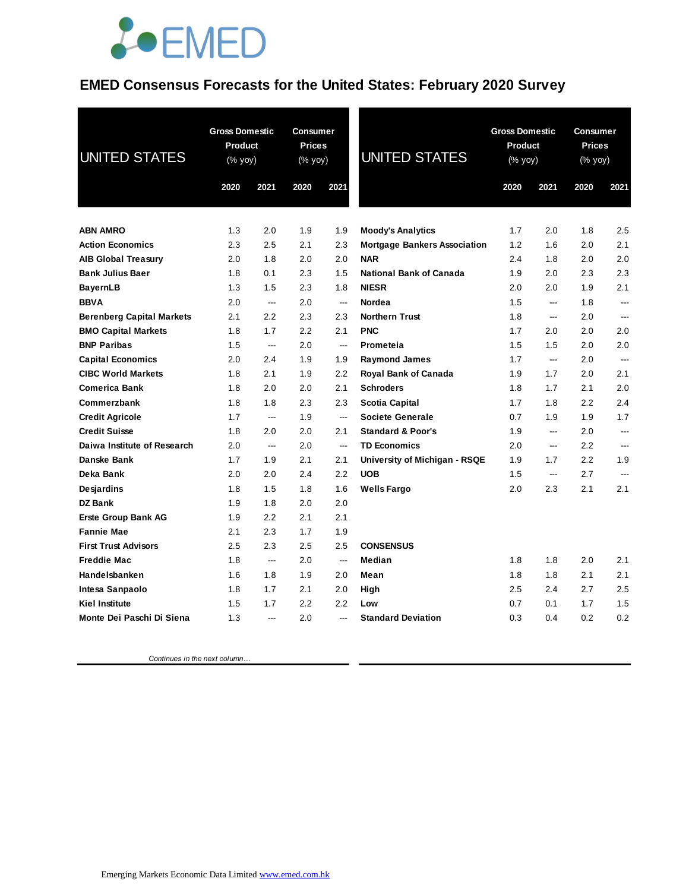# EMED Consensus Forecasts for the United States: February 2020 Survey

| UNITED STATES | Gross Domestic Product (% yoy) | | Consumer Prices (% yoy) | |
|---|---|---|---|---|
| | 2020 | 2021 | 2020 | 2021 |
| **ABN AMRO** | 1.3 | 2.0 | 1.9 | 1.9 |
| **Action Economics** | 2.3 | 2.5 | 2.1 | 2.3 |
| **AIB Global Treasury** | 2.0 | 1.8 | 2.0 | 2.0 |
| **Bank Julius Baer** | 1.8 | 0.1 | 2.3 | 1.5 |
| **BayernLB** | 1.3 | 1.5 | 2.3 | 1.8 |
| **BBVA** | 2.0 | --- | 2.0 | --- |
| **Berenberg Capital Markets** | 2.1 | 2.2 | 2.3 | 2.3 |
| **BMO Capital Markets** | 1.8 | 1.7 | 2.2 | 2.1 |
| **BNP Paribas** | 1.5 | --- | 2.0 | --- |
| **Capital Economics** | 2.0 | 2.4 | 1.9 | 1.9 |
| **CIBC World Markets** | 1.8 | 2.1 | 1.9 | 2.2 |
| **Comerica Bank** | 1.8 | 2.0 | 2.0 | 2.1 |
| **Commerzbank** | 1.8 | 1.8 | 2.3 | 2.3 |
| **Credit Agricole** | 1.7 | --- | 1.9 | --- |
| **Credit Suisse** | 1.8 | 2.0 | 2.0 | 2.1 |
| **Daiwa Institute of Research** | 2.0 | --- | 2.0 | --- |
| **Danske Bank** | 1.7 | 1.9 | 2.1 | 2.1 |
| **Deka Bank** | 2.0 | 2.0 | 2.4 | 2.2 |
| **Desjardins** | 1.8 | 1.5 | 1.8 | 1.6 |
| **DZ Bank** | 1.9 | 1.8 | 2.0 | 2.0 |
| **Erste Group Bank AG** | 1.9 | 2.2 | 2.1 | 2.1 |
| **Fannie Mae** | 2.1 | 2.3 | 1.7 | 1.9 |
| **First Trust Advisors** | 2.5 | 2.3 | 2.5 | 2.5 |
| **Freddie Mac** | 1.8 | --- | 2.0 | --- |
| **Handelsbanken** | 1.6 | 1.8 | 1.9 | 2.0 |
| **Intesa Sanpaolo** | 1.8 | 1.7 | 2.1 | 2.0 |
| **Kiel Institute** | 1.5 | 1.7 | 2.2 | 2.2 |
| **Monte Dei Paschi Di Siena** | 1.3 | --- | 2.0 | --- |
| **Moody's Analytics** | 1.7 | 2.0 | 1.8 | 2.5 |
| **Mortgage Bankers Association** | 1.2 | 1.6 | 2.0 | 2.1 |
| **NAR** | 2.4 | 1.8 | 2.0 | 2.0 |
| **National Bank of Canada** | 1.9 | 2.0 | 2.3 | 2.3 |
| **NIESR** | 2.0 | 2.0 | 1.9 | 2.1 |
| **Nordea** | 1.5 | --- | 1.8 | --- |
| **Northern Trust** | 1.8 | --- | 2.0 | --- |
| **PNC** | 1.7 | 2.0 | 2.0 | 2.0 |
| **Prometeia** | 1.5 | 1.5 | 2.0 | 2.0 |
| **Raymond James** | 1.7 | --- | 2.0 | --- |
| **Royal Bank of Canada** | 1.9 | 1.7 | 2.0 | 2.1 |
| **Schroders** | 1.8 | 1.7 | 2.1 | 2.0 |
| **Scotia Capital** | 1.7 | 1.8 | 2.2 | 2.4 |
| **Societe Generale** | 0.7 | 1.9 | 1.9 | 1.7 |
| **Standard & Poor's** | 1.9 | --- | 2.0 | --- |
| **TD Economics** | 2.0 | --- | 2.2 | --- |
| **University of Michigan - RSQE** | 1.9 | 1.7 | 2.2 | 1.9 |
| **UOB** | 1.5 | --- | 2.7 | --- |
| **Wells Fargo** | 2.0 | 2.3 | 2.1 | 2.1 |
| | | | | |
| **CONSENSUS** | | | | |
| **Median** | 1.8 | 1.8 | 2.0 | 2.1 |
| **Mean** | 1.8 | 1.8 | 2.1 | 2.1 |
| **High** | 2.5 | 2.4 | 2.7 | 2.5 |
| **Low** | 0.7 | 0.1 | 1.7 | 1.5 |
| **Standard Deviation** | 0.3 | 0.4 | 0.2 | 0.2 |

*Continues in the next column…*

Emerging Markets Economic Data Limited www.emed.com.hk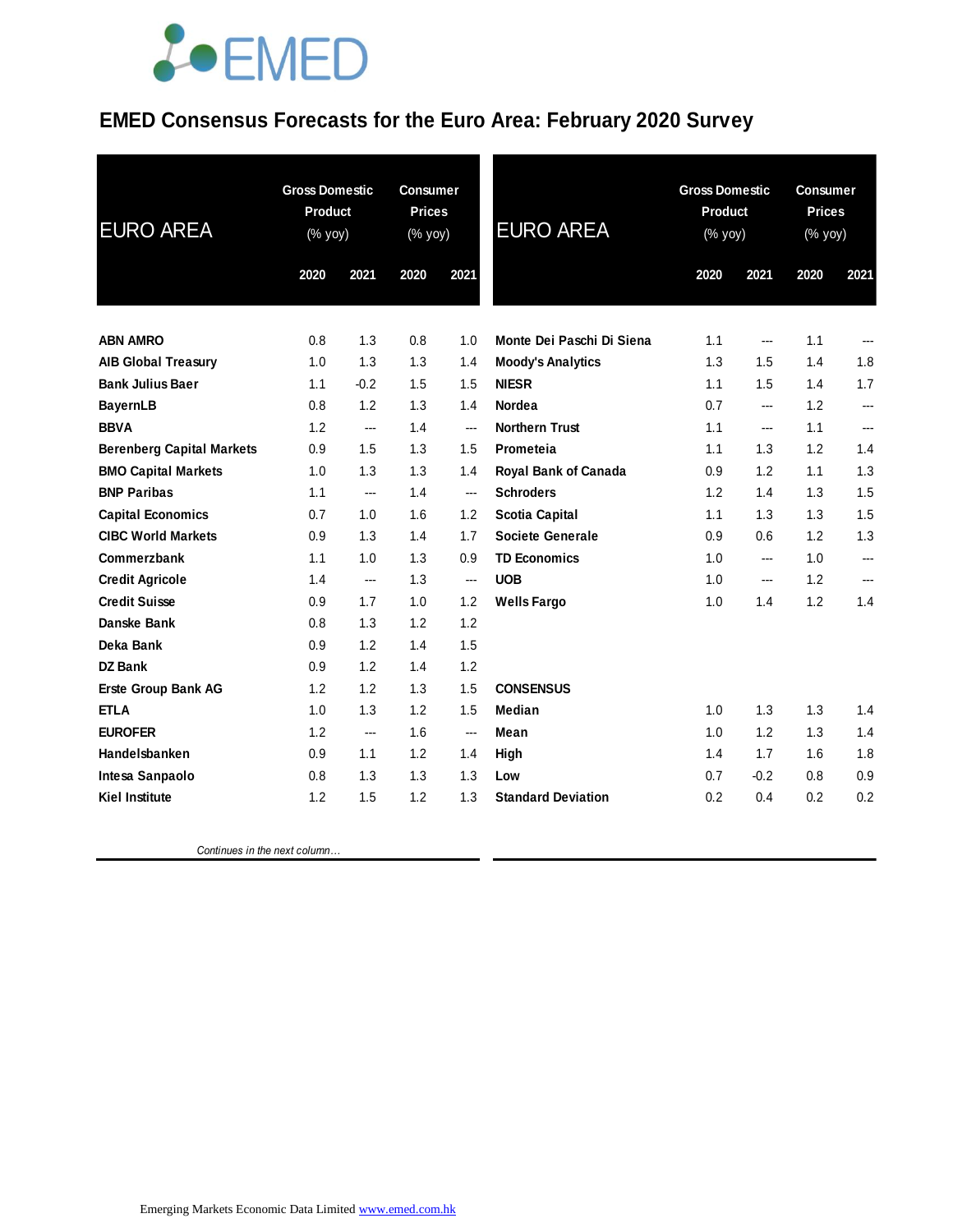# EMED Consensus Forecasts for the Euro Area: February 2020 Survey

| EURO AREA | Gross Domestic Product (% yoy) | | Consumer Prices (% yoy) | |
|---|---|---|---|---|
| | 2020 | 2021 | 2020 | 2021 |
| **ABN AMRO** | 0.8 | 1.3 | 0.8 | 1.0 |
| **AIB Global Treasury** | 1.0 | 1.3 | 1.3 | 1.4 |
| **Bank Julius Baer** | 1.1 | -0.2 | 1.5 | 1.5 |
| **BayernLB** | 0.8 | 1.2 | 1.3 | 1.4 |
| **BBVA** | 1.2 | --- | 1.4 | --- |
| **Berenberg Capital Markets** | 0.9 | 1.5 | 1.3 | 1.5 |
| **BMO Capital Markets** | 1.0 | 1.3 | 1.3 | 1.4 |
| **BNP Paribas** | 1.1 | --- | 1.4 | --- |
| **Capital Economics** | 0.7 | 1.0 | 1.6 | 1.2 |
| **CIBC World Markets** | 0.9 | 1.3 | 1.4 | 1.7 |
| **Commerzbank** | 1.1 | 1.0 | 1.3 | 0.9 |
| **Credit Agricole** | 1.4 | --- | 1.3 | --- |
| **Credit Suisse** | 0.9 | 1.7 | 1.0 | 1.2 |
| **Danske Bank** | 0.8 | 1.3 | 1.2 | 1.2 |
| **Deka Bank** | 0.9 | 1.2 | 1.4 | 1.5 |
| **DZ Bank** | 0.9 | 1.2 | 1.4 | 1.2 |
| **Erste Group Bank AG** | 1.2 | 1.2 | 1.3 | 1.5 |
| **ETLA** | 1.0 | 1.3 | 1.2 | 1.5 |
| **EUROFER** | 1.2 | --- | 1.6 | --- |
| **Handelsbanken** | 0.9 | 1.1 | 1.2 | 1.4 |
| **Intesa Sanpaolo** | 0.8 | 1.3 | 1.3 | 1.3 |
| **Kiel Institute** | 1.2 | 1.5 | 1.2 | 1.3 |

*Continues in the next column…*

| EURO AREA | Gross Domestic Product (% yoy) | | Consumer Prices (% yoy) | |
|---|---|---|---|---|
| | 2020 | 2021 | 2020 | 2021 |
| **Monte Dei Paschi Di Siena** | 1.1 | --- | 1.1 | --- |
| **Moody's Analytics** | 1.3 | 1.5 | 1.4 | 1.8 |
| **NIESR** | 1.1 | 1.5 | 1.4 | 1.7 |
| **Nordea** | 0.7 | --- | 1.2 | --- |
| **Northern Trust** | 1.1 | --- | 1.1 | --- |
| **Prometeia** | 1.1 | 1.3 | 1.2 | 1.4 |
| **Royal Bank of Canada** | 0.9 | 1.2 | 1.1 | 1.3 |
| **Schroders** | 1.2 | 1.4 | 1.3 | 1.5 |
| **Scotia Capital** | 1.1 | 1.3 | 1.3 | 1.5 |
| **Societe Generale** | 0.9 | 0.6 | 1.2 | 1.3 |
| **TD Economics** | 1.0 | --- | 1.0 | --- |
| **UOB** | 1.0 | --- | 1.2 | --- |
| **Wells Fargo** | 1.0 | 1.4 | 1.2 | 1.4 |
| | | | | |
| **CONSENSUS** | | | | |
| **Median** | 1.0 | 1.3 | 1.3 | 1.4 |
| **Mean** | 1.0 | 1.2 | 1.3 | 1.4 |
| **High** | 1.4 | 1.7 | 1.6 | 1.8 |
| **Low** | 0.7 | -0.2 | 0.8 | 0.9 |
| **Standard Deviation** | 0.2 | 0.4 | 0.2 | 0.2 |

Emerging Markets Economic Data Limited www.emed.com.hk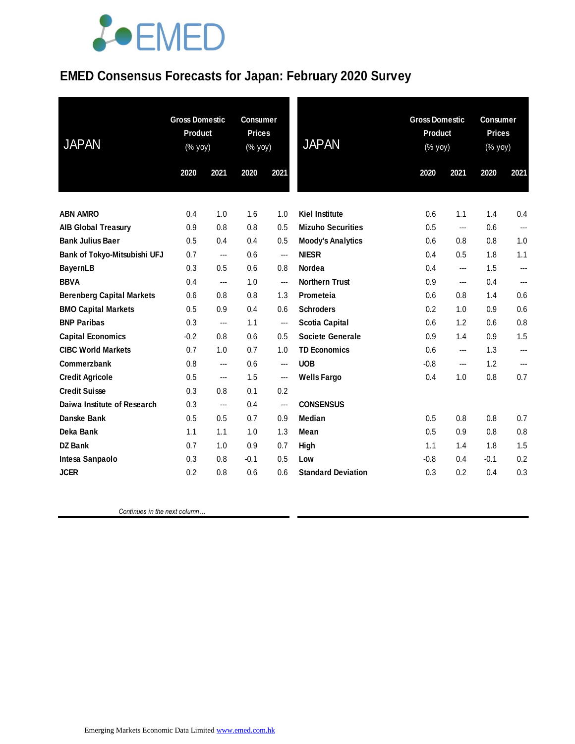# EMED Consensus Forecasts for Japan: February 2020 Survey

| JAPAN | Gross Domestic Product (% yoy) | | Consumer Prices (% yoy) | |
|---|---|---|---|---|
| | 2020 | 2021 | 2020 | 2021 |
| ABN AMRO | 0.4 | 1.0 | 1.6 | 1.0 |
| AIB Global Treasury | 0.9 | 0.8 | 0.8 | 0.5 |
| Bank Julius Baer | 0.5 | 0.4 | 0.4 | 0.5 |
| Bank of Tokyo-Mitsubishi UFJ | 0.7 | --- | 0.6 | --- |
| BayernLB | 0.3 | 0.5 | 0.6 | 0.8 |
| BBVA | 0.4 | --- | 1.0 | --- |
| Berenberg Capital Markets | 0.6 | 0.8 | 0.8 | 1.3 |
| BMO Capital Markets | 0.5 | 0.9 | 0.4 | 0.6 |
| BNP Paribas | 0.3 | --- | 1.1 | --- |
| Capital Economics | -0.2 | 0.8 | 0.6 | 0.5 |
| CIBC World Markets | 0.7 | 1.0 | 0.7 | 1.0 |
| Commerzbank | 0.8 | --- | 0.6 | --- |
| Credit Agricole | 0.5 | --- | 1.5 | --- |
| Credit Suisse | 0.3 | 0.8 | 0.1 | 0.2 |
| Daiwa Institute of Research | 0.3 | --- | 0.4 | --- |
| Danske Bank | 0.5 | 0.5 | 0.7 | 0.9 |
| Deka Bank | 1.1 | 1.1 | 1.0 | 1.3 |
| DZ Bank | 0.7 | 1.0 | 0.9 | 0.7 |
| Intesa Sanpaolo | 0.3 | 0.8 | -0.1 | 0.5 |
| JCER | 0.2 | 0.8 | 0.6 | 0.6 |
| Kiel Institute | 0.6 | 1.1 | 1.4 | 0.4 |
| Mizuho Securities | 0.5 | --- | 0.6 | --- |
| Moody's Analytics | 0.6 | 0.8 | 0.8 | 1.0 |
| NIESR | 0.4 | 0.5 | 1.8 | 1.1 |
| Nordea | 0.4 | --- | 1.5 | --- |
| Northern Trust | 0.9 | --- | 0.4 | --- |
| Prometeia | 0.6 | 0.8 | 1.4 | 0.6 |
| Schroders | 0.2 | 1.0 | 0.9 | 0.6 |
| Scotia Capital | 0.6 | 1.2 | 0.6 | 0.8 |
| Societe Generale | 0.9 | 1.4 | 0.9 | 1.5 |
| TD Economics | 0.6 | --- | 1.3 | --- |
| UOB | -0.8 | --- | 1.2 | --- |
| Wells Fargo | 0.4 | 1.0 | 0.8 | 0.7 |
| **CONSENSUS** | | | | |
| Median | 0.5 | 0.8 | 0.8 | 0.7 |
| Mean | 0.5 | 0.9 | 0.8 | 0.8 |
| High | 1.1 | 1.4 | 1.8 | 1.5 |
| Low | -0.8 | 0.4 | -0.1 | 0.2 |
| Standard Deviation | 0.3 | 0.2 | 0.4 | 0.3 |

*Continues in the next column…*

Emerging Markets Economic Data Limited www.emed.com.hk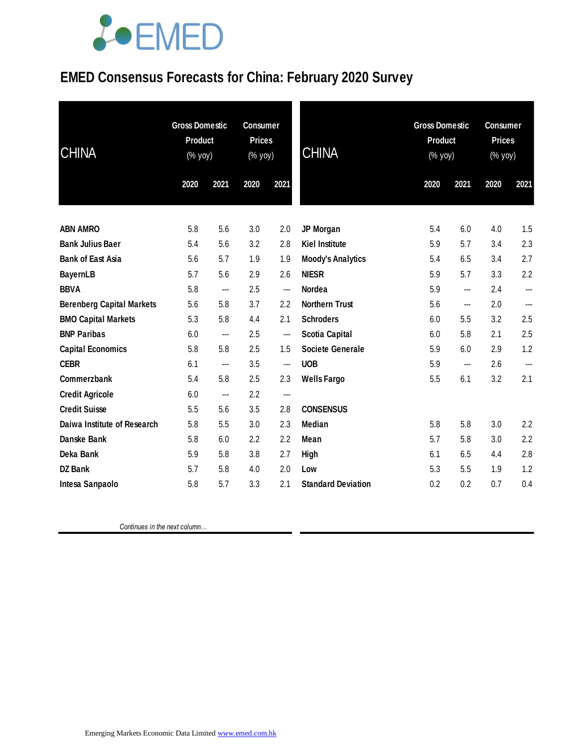# EMED Consensus Forecasts for China: February 2020 Survey

| CHINA | Gross Domestic Product (% yoy) | | Consumer Prices (% yoy) | |
|---|---|---|---|---|
| | 2020 | 2021 | 2020 | 2021 |
| ABN AMRO | 5.8 | 5.6 | 3.0 | 2.0 |
| Bank Julius Baer | 5.4 | 5.6 | 3.2 | 2.8 |
| Bank of East Asia | 5.6 | 5.7 | 1.9 | 1.9 |
| BayernLB | 5.7 | 5.6 | 2.9 | 2.6 |
| BBVA | 5.8 | --- | 2.5 | --- |
| Berenberg Capital Markets | 5.6 | 5.8 | 3.7 | 2.2 |
| BMO Capital Markets | 5.3 | 5.8 | 4.4 | 2.1 |
| BNP Paribas | 6.0 | --- | 2.5 | --- |
| Capital Economics | 5.8 | 5.8 | 2.5 | 1.5 |
| CEBR | 6.1 | --- | 3.5 | --- |
| Commerzbank | 5.4 | 5.8 | 2.5 | 2.3 |
| Credit Agricole | 6.0 | --- | 2.2 | --- |
| Credit Suisse | 5.5 | 5.6 | 3.5 | 2.8 |
| Daiwa Institute of Research | 5.8 | 5.5 | 3.0 | 2.3 |
| Danske Bank | 5.8 | 6.0 | 2.2 | 2.2 |
| Deka Bank | 5.9 | 5.8 | 3.8 | 2.7 |
| DZ Bank | 5.7 | 5.8 | 4.0 | 2.0 |
| Intesa Sanpaolo | 5.8 | 5.7 | 3.3 | 2.1 |

*Continues in the next column…*

| CHINA | Gross Domestic Product (% yoy) | | Consumer Prices (% yoy) | |
|---|---|---|---|---|
| | 2020 | 2021 | 2020 | 2021 |
| JP Morgan | 5.4 | 6.0 | 4.0 | 1.5 |
| Kiel Institute | 5.9 | 5.7 | 3.4 | 2.3 |
| Moody's Analytics | 5.4 | 6.5 | 3.4 | 2.7 |
| NIESR | 5.9 | 5.7 | 3.3 | 2.2 |
| Nordea | 5.9 | --- | 2.4 | --- |
| Northern Trust | 5.6 | --- | 2.0 | --- |
| Schroders | 6.0 | 5.5 | 3.2 | 2.5 |
| Scotia Capital | 6.0 | 5.8 | 2.1 | 2.5 |
| Societe Generale | 5.9 | 6.0 | 2.9 | 1.2 |
| UOB | 5.9 | --- | 2.6 | --- |
| Wells Fargo | 5.5 | 6.1 | 3.2 | 2.1 |
| **CONSENSUS** | | | | |
| Median | 5.8 | 5.8 | 3.0 | 2.2 |
| Mean | 5.7 | 5.8 | 3.0 | 2.2 |
| High | 6.1 | 6.5 | 4.4 | 2.8 |
| Low | 5.3 | 5.5 | 1.9 | 1.2 |
| Standard Deviation | 0.2 | 0.2 | 0.7 | 0.4 |

Emerging Markets Economic Data Limited www.emed.com.hk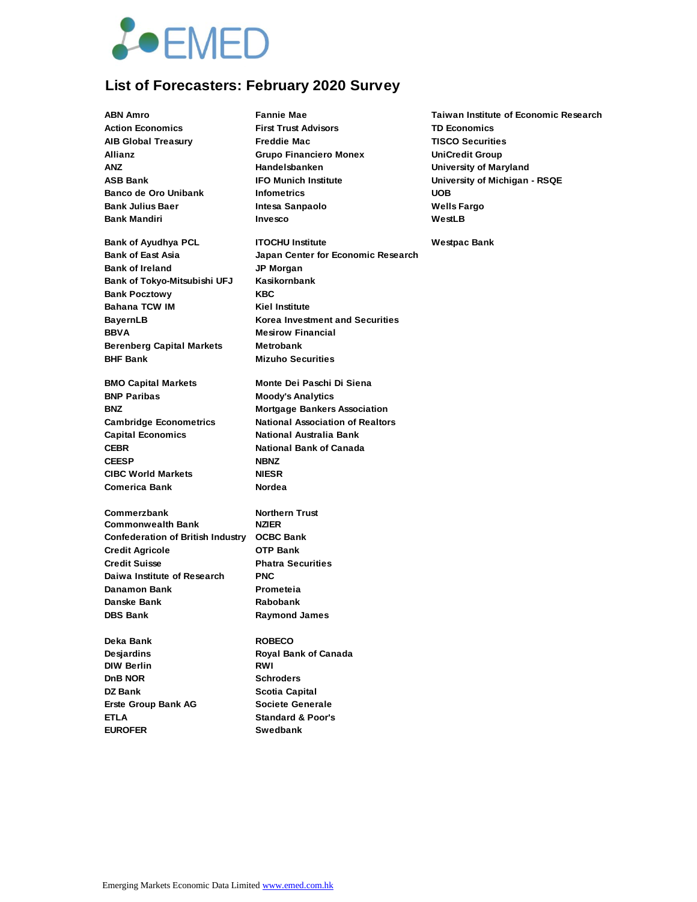# List of Forecasters: February 2020 Survey

**ABN Amro**
**Action Economics**
**AIB Global Treasury**
**Allianz**
**ANZ**
**ASB Bank**
**Banco de Oro Unibank**
**Bank Julius Baer**
**Bank Mandiri**

**Bank of Ayudhya PCL**
**Bank of East Asia**
**Bank of Ireland**
**Bank of Tokyo-Mitsubishi UFJ**
**Bank Pocztowy**
**Bahana TCW IM**
**BayernLB**
**BBVA**
**Berenberg Capital Markets**
**BHF Bank**

**BMO Capital Markets**
**BNP Paribas**
**BNZ**
**Cambridge Econometrics**
**Capital Economics**
**CEBR**
**CEESP**
**CIBC World Markets**
**Comerica Bank**

**Commerzbank**
**Commonwealth Bank**
**Confederation of British Industry**
**Credit Agricole**
**Credit Suisse**
**Daiwa Institute of Research**
**Danamon Bank**
**Danske Bank**
**DBS Bank**

**Deka Bank**
**Desjardins**
**DIW Berlin**
**DnB NOR**
**DZ Bank**
**Erste Group Bank AG**
**ETLA**
**EUROFER**

**Fannie Mae**
**First Trust Advisors**
**Freddie Mac**
**Grupo Financiero Monex**
**Handelsbanken**
**IFO Munich Institute**
**Infometrics**
**Intesa Sanpaolo**
**Invesco**

**ITOCHU Institute**
**Japan Center for Economic Research**
**JP Morgan**
**Kasikornbank**
**KBC**
**Kiel Institute**
**Korea Investment and Securities**
**Mesirow Financial**
**Metrobank**
**Mizuho Securities**

**Monte Dei Paschi Di Siena**
**Moody's Analytics**
**Mortgage Bankers Association**
**National Association of Realtors**
**National Australia Bank**
**National Bank of Canada**
**NBNZ**
**NIESR**
**Nordea**

**Northern Trust**
**NZIER**
**OCBC Bank**
**OTP Bank**
**Phatra Securities**
**PNC**
**Prometeia**
**Rabobank**
**Raymond James**

**ROBECO**
**Royal Bank of Canada**
**RWI**
**Schroders**
**Scotia Capital**
**Societe Generale**
**Standard & Poor's**
**Swedbank**

**Taiwan Institute of Economic Research**
**TD Economics**
**TISCO Securities**
**UniCredit Group**
**University of Maryland**
**University of Michigan - RSQE**
**UOB**
**Wells Fargo**
**WestLB**

**Westpac Bank**

Emerging Markets Economic Data Limited www.emed.com.hk